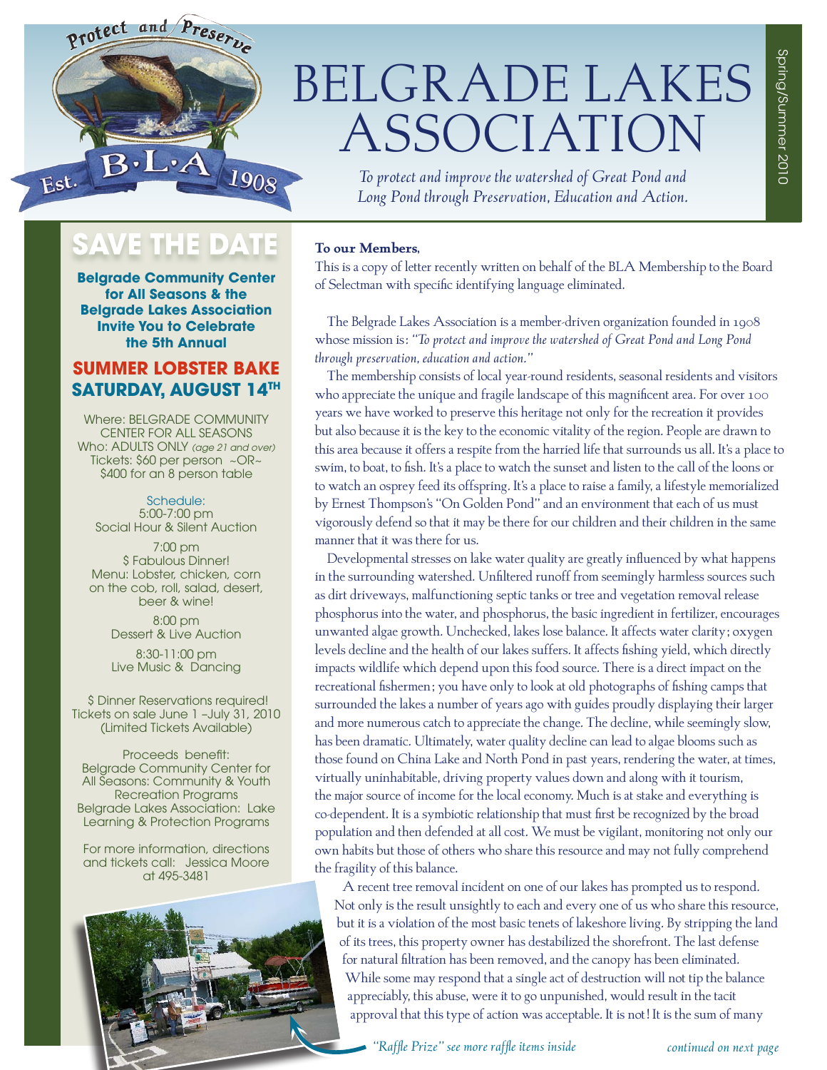# BELGRADE LAKES ASSOCIATION

*To protect and improve the watershed of Great Pond and Long Pond through Preservation, Education and Action.*

Spring/Summer 2010

## SAVE THE DATE

**Belgrade Community Center for All Seasons & the Belgrade Lakes Association Invite You to Celebrate the 5th Annual**

### SUMMER LOBSTER BAKE SATURDAY, AUGUST 14TH

Where: BELGRADE COMMUNITY CENTER FOR ALL SEASONS
Who: ADULTS ONLY *(age 21 and over)*
Tickets: $60 per person ~OR~ $400 for an 8 person table

Schedule:

5:00-7:00 pm
Social Hour & Silent Auction

7:00 pm
$ Fabulous Dinner!
Menu: Lobster, chicken, corn on the cob, roll, salad, desert, beer & wine!

8:00 pm
Dessert & Live Auction

8:30-11:00 pm
Live Music & Dancing

$ Dinner Reservations required!
Tickets on sale June 1 –July 31, 2010
(Limited Tickets Available)

Proceeds benefit:
Belgrade Community Center for All Seasons: Community & Youth Recreation Programs
Belgrade Lakes Association: Lake Learning & Protection Programs

For more information, directions and tickets call: Jessica Moore at 495-3481

*"Raffle Prize" see more raffle items inside*

**To our Members,**

This is a copy of letter recently written on behalf of the BLA Membership to the Board of Selectman with specific identifying language eliminated.

The Belgrade Lakes Association is a member-driven organization founded in 1908 whose mission is: *"To protect and improve the watershed of Great Pond and Long Pond through preservation, education and action."*

The membership consists of local year-round residents, seasonal residents and visitors who appreciate the unique and fragile landscape of this magnificent area. For over 100 years we have worked to preserve this heritage not only for the recreation it provides but also because it is the key to the economic vitality of the region. People are drawn to this area because it offers a respite from the harried life that surrounds us all. It's a place to swim, to boat, to fish. It's a place to watch the sunset and listen to the call of the loons or to watch an osprey feed its offspring. It's a place to raise a family, a lifestyle memorialized by Ernest Thompson's "On Golden Pond" and an environment that each of us must vigorously defend so that it may be there for our children and their children in the same manner that it was there for us.

Developmental stresses on lake water quality are greatly influenced by what happens in the surrounding watershed. Unfiltered runoff from seemingly harmless sources such as dirt driveways, malfunctioning septic tanks or tree and vegetation removal release phosphorus into the water, and phosphorus, the basic ingredient in fertilizer, encourages unwanted algae growth. Unchecked, lakes lose balance. It affects water clarity; oxygen levels decline and the health of our lakes suffers. It affects fishing yield, which directly impacts wildlife which depend upon this food source. There is a direct impact on the recreational fishermen; you have only to look at old photographs of fishing camps that surrounded the lakes a number of years ago with guides proudly displaying their larger and more numerous catch to appreciate the change. The decline, while seemingly slow, has been dramatic. Ultimately, water quality decline can lead to algae blooms such as those found on China Lake and North Pond in past years, rendering the water, at times, virtually uninhabitable, driving property values down and along with it tourism, the major source of income for the local economy. Much is at stake and everything is co-dependent. It is a symbiotic relationship that must first be recognized by the broad population and then defended at all cost. We must be vigilant, monitoring not only our own habits but those of others who share this resource and may not fully comprehend the fragility of this balance.

A recent tree removal incident on one of our lakes has prompted us to respond. Not only is the result unsightly to each and every one of us who share this resource, but it is a violation of the most basic tenets of lakeshore living. By stripping the land of its trees, this property owner has destabilized the shorefront. The last defense for natural filtration has been removed, and the canopy has been eliminated. While some may respond that a single act of destruction will not tip the balance appreciably, this abuse, were it to go unpunished, would result in the tacit approval that this type of action was acceptable. It is not! It is the sum of many

*continued on next page*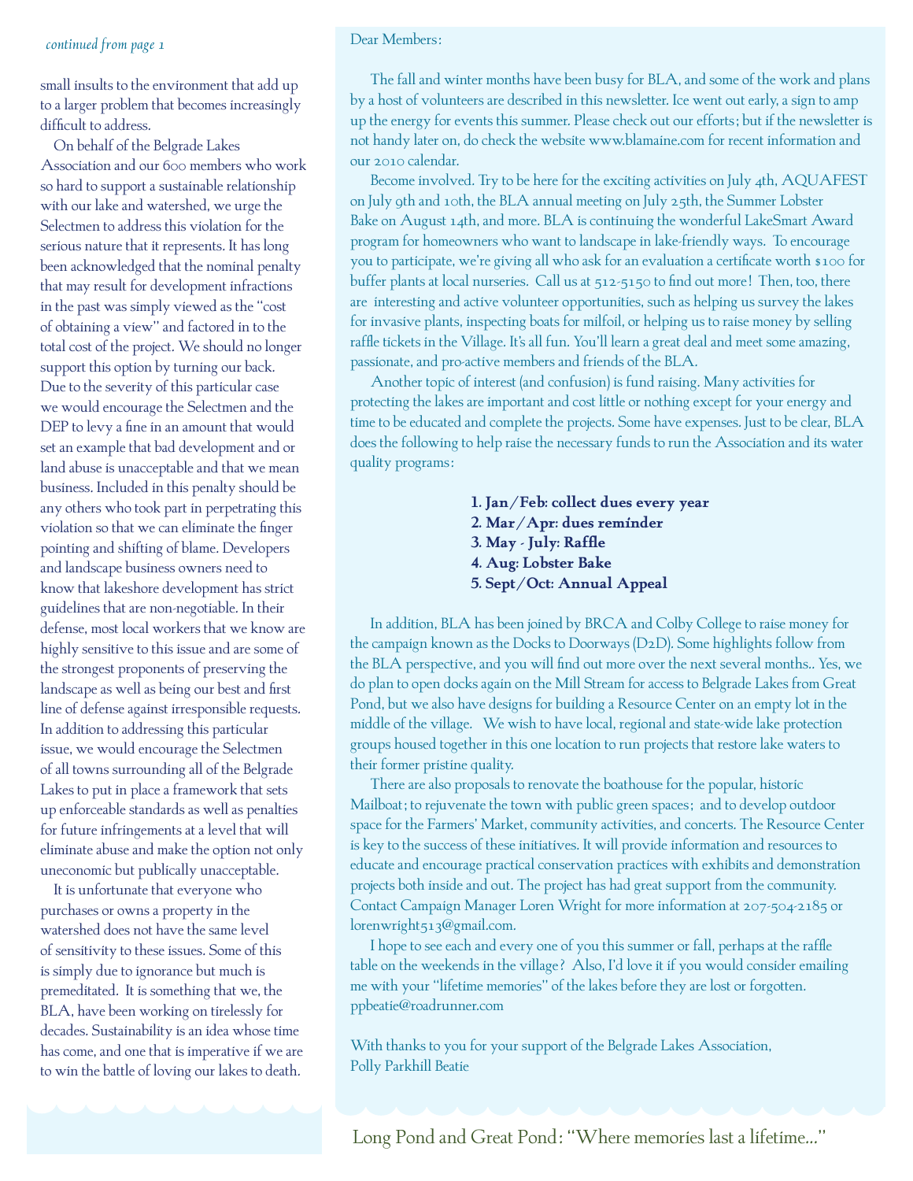*continued from page 1*

small insults to the environment that add up to a larger problem that becomes increasingly difficult to address.

On behalf of the Belgrade Lakes Association and our 600 members who work so hard to support a sustainable relationship with our lake and watershed, we urge the Selectmen to address this violation for the serious nature that it represents. It has long been acknowledged that the nominal penalty that may result for development infractions in the past was simply viewed as the "cost of obtaining a view" and factored in to the total cost of the project. We should no longer support this option by turning our back. Due to the severity of this particular case we would encourage the Selectmen and the DEP to levy a fine in an amount that would set an example that bad development and or land abuse is unacceptable and that we mean business. Included in this penalty should be any others who took part in perpetrating this violation so that we can eliminate the finger pointing and shifting of blame. Developers and landscape business owners need to know that lakeshore development has strict guidelines that are non-negotiable. In their defense, most local workers that we know are highly sensitive to this issue and are some of the strongest proponents of preserving the landscape as well as being our best and first line of defense against irresponsible requests. In addition to addressing this particular issue, we would encourage the Selectmen of all towns surrounding all of the Belgrade Lakes to put in place a framework that sets up enforceable standards as well as penalties for future infringements at a level that will eliminate abuse and make the option not only uneconomic but publically unacceptable.

It is unfortunate that everyone who purchases or owns a property in the watershed does not have the same level of sensitivity to these issues. Some of this is simply due to ignorance but much is premeditated. It is something that we, the BLA, have been working on tirelessly for decades. Sustainability is an idea whose time has come, and one that is imperative if we are to win the battle of loving our lakes to death.

Dear Members:

The fall and winter months have been busy for BLA, and some of the work and plans by a host of volunteers are described in this newsletter. Ice went out early, a sign to amp up the energy for events this summer. Please check out our efforts; but if the newsletter is not handy later on, do check the website www.blamaine.com for recent information and our 2010 calendar.

Become involved. Try to be here for the exciting activities on July 4th, AQUAFEST on July 9th and 10th, the BLA annual meeting on July 25th, the Summer Lobster Bake on August 14th, and more. BLA is continuing the wonderful LakeSmart Award program for homeowners who want to landscape in lake-friendly ways. To encourage you to participate, we're giving all who ask for an evaluation a certificate worth $100 for buffer plants at local nurseries. Call us at 512-5150 to find out more! Then, too, there are interesting and active volunteer opportunities, such as helping us survey the lakes for invasive plants, inspecting boats for milfoil, or helping us to raise money by selling raffle tickets in the Village. It's all fun. You'll learn a great deal and meet some amazing, passionate, and pro-active members and friends of the BLA.

Another topic of interest (and confusion) is fund raising. Many activities for protecting the lakes are important and cost little or nothing except for your energy and time to be educated and complete the projects. Some have expenses. Just to be clear, BLA does the following to help raise the necessary funds to run the Association and its water quality programs:

1. **Jan/Feb: collect dues every year**
2. **Mar/Apr: dues reminder**
3. **May - July: Raffle**
4. **Aug: Lobster Bake**
5. **Sept/Oct: Annual Appeal**

In addition, BLA has been joined by BRCA and Colby College to raise money for the campaign known as the Docks to Doorways (D2D). Some highlights follow from the BLA perspective, and you will find out more over the next several months.. Yes, we do plan to open docks again on the Mill Stream for access to Belgrade Lakes from Great Pond, but we also have designs for building a Resource Center on an empty lot in the middle of the village. We wish to have local, regional and state-wide lake protection groups housed together in this one location to run projects that restore lake waters to their former pristine quality.

There are also proposals to renovate the boathouse for the popular, historic Mailboat; to rejuvenate the town with public green spaces; and to develop outdoor space for the Farmers' Market, community activities, and concerts. The Resource Center is key to the success of these initiatives. It will provide information and resources to educate and encourage practical conservation practices with exhibits and demonstration projects both inside and out. The project has had great support from the community. Contact Campaign Manager Loren Wright for more information at 207-504-2185 or lorenwright513@gmail.com.

I hope to see each and every one of you this summer or fall, perhaps at the raffle table on the weekends in the village? Also, I'd love it if you would consider emailing me with your "lifetime memories" of the lakes before they are lost or forgotten. ppbeatie@roadrunner.com

With thanks to you for your support of the Belgrade Lakes Association,
Polly Parkhill Beatie

Long Pond and Great Pond: "Where memories last a lifetime..."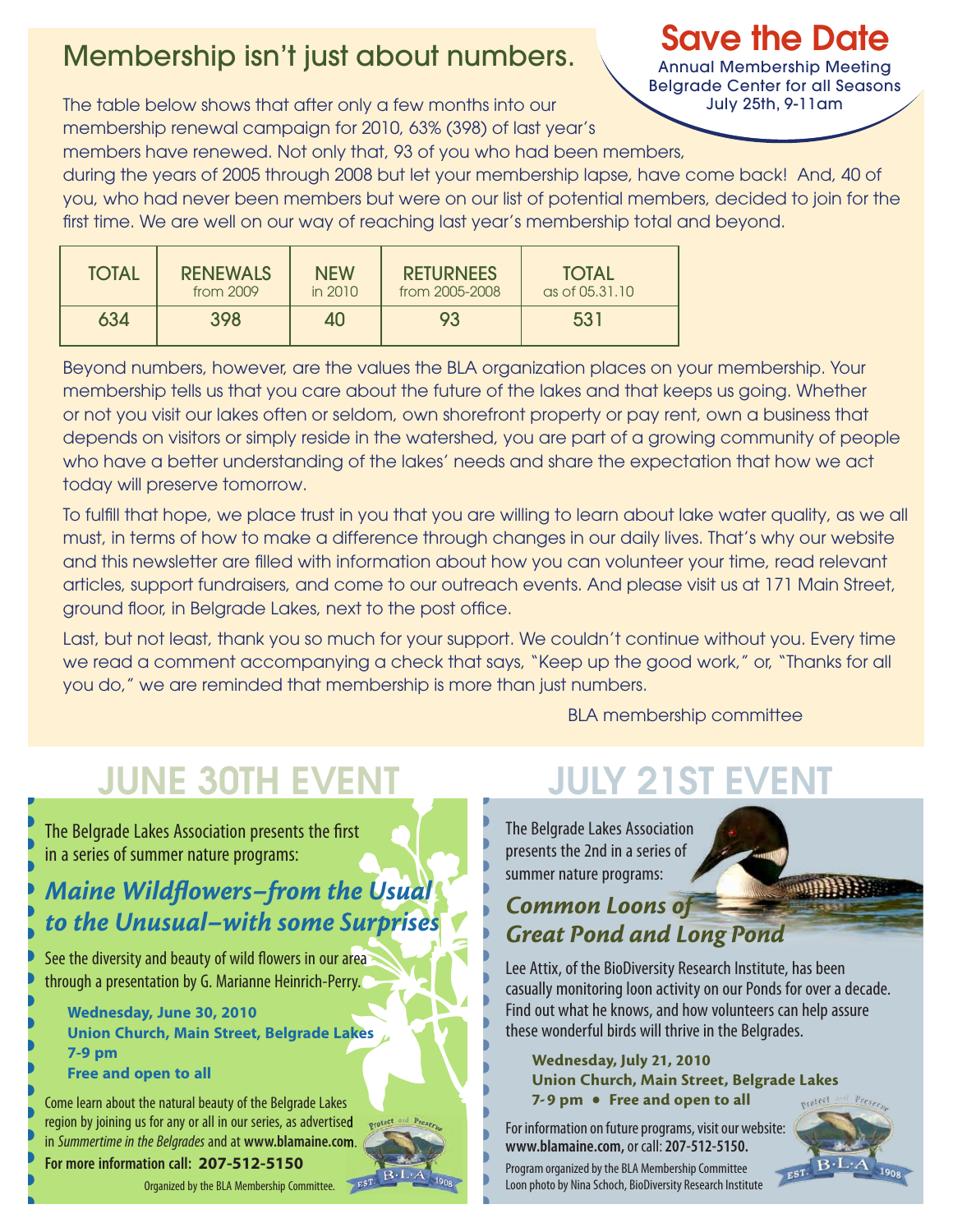## Membership isn't just about numbers.

**Save the Date**
Annual Membership Meeting
Belgrade Center for all Seasons
July 25th, 9-11am

The table below shows that after only a few months into our membership renewal campaign for 2010, 63% (398) of last year's members have renewed. Not only that, 93 of you who had been members, during the years of 2005 through 2008 but let your membership lapse, have come back! And, 40 of you, who had never been members but were on our list of potential members, decided to join for the first time. We are well on our way of reaching last year's membership total and beyond.

| TOTAL | RENEWALS from 2009 | NEW in 2010 | RETURNEES from 2005-2008 | TOTAL as of 05.31.10 |
|---|---|---|---|---|
| 634 | 398 | 40 | 93 | 531 |

Beyond numbers, however, are the values the BLA organization places on your membership. Your membership tells us that you care about the future of the lakes and that keeps us going. Whether or not you visit our lakes often or seldom, own shorefront property or pay rent, own a business that depends on visitors or simply reside in the watershed, you are part of a growing community of people who have a better understanding of the lakes' needs and share the expectation that how we act today will preserve tomorrow.

To fulfill that hope, we place trust in you that you are willing to learn about lake water quality, as we all must, in terms of how to make a difference through changes in our daily lives. That's why our website and this newsletter are filled with information about how you can volunteer your time, read relevant articles, support fundraisers, and come to our outreach events. And please visit us at 171 Main Street, ground floor, in Belgrade Lakes, next to the post office.

Last, but not least, thank you so much for your support. We couldn't continue without you. Every time we read a comment accompanying a check that says, "Keep up the good work," or, "Thanks for all you do," we are reminded that membership is more than just numbers.

BLA membership committee

## JUNE 30TH EVENT

The Belgrade Lakes Association presents the first in a series of summer nature programs:

### *Maine Wildflowers–from the Usual to the Unusual–with some Surprises*

See the diversity and beauty of wild flowers in our area through a presentation by G. Marianne Heinrich-Perry.

**Wednesday, June 30, 2010**
**Union Church, Main Street, Belgrade Lakes**
**7-9 pm**
**Free and open to all**

Come learn about the natural beauty of the Belgrade Lakes region by joining us for any or all in our series, as advertised in *Summertime in the Belgrades* and at **www.blamaine.com**.

**For more information call: 207-512-5150**

Organized by the BLA Membership Committee.

## JULY 21ST EVENT

The Belgrade Lakes Association presents the 2nd in a series of summer nature programs:

### *Common Loons of Great Pond and Long Pond*

Lee Attix, of the BioDiversity Research Institute, has been casually monitoring loon activity on our Ponds for over a decade. Find out what he knows, and how volunteers can help assure these wonderful birds will thrive in the Belgrades.

**Wednesday, July 21, 2010**
**Union Church, Main Street, Belgrade Lakes**
**7-9 pm • Free and open to all**

For information on future programs, visit our website: **www.blamaine.com,** or call: **207-512-5150.**

Program organized by the BLA Membership Committee
Loon photo by Nina Schoch, BioDiversity Research Institute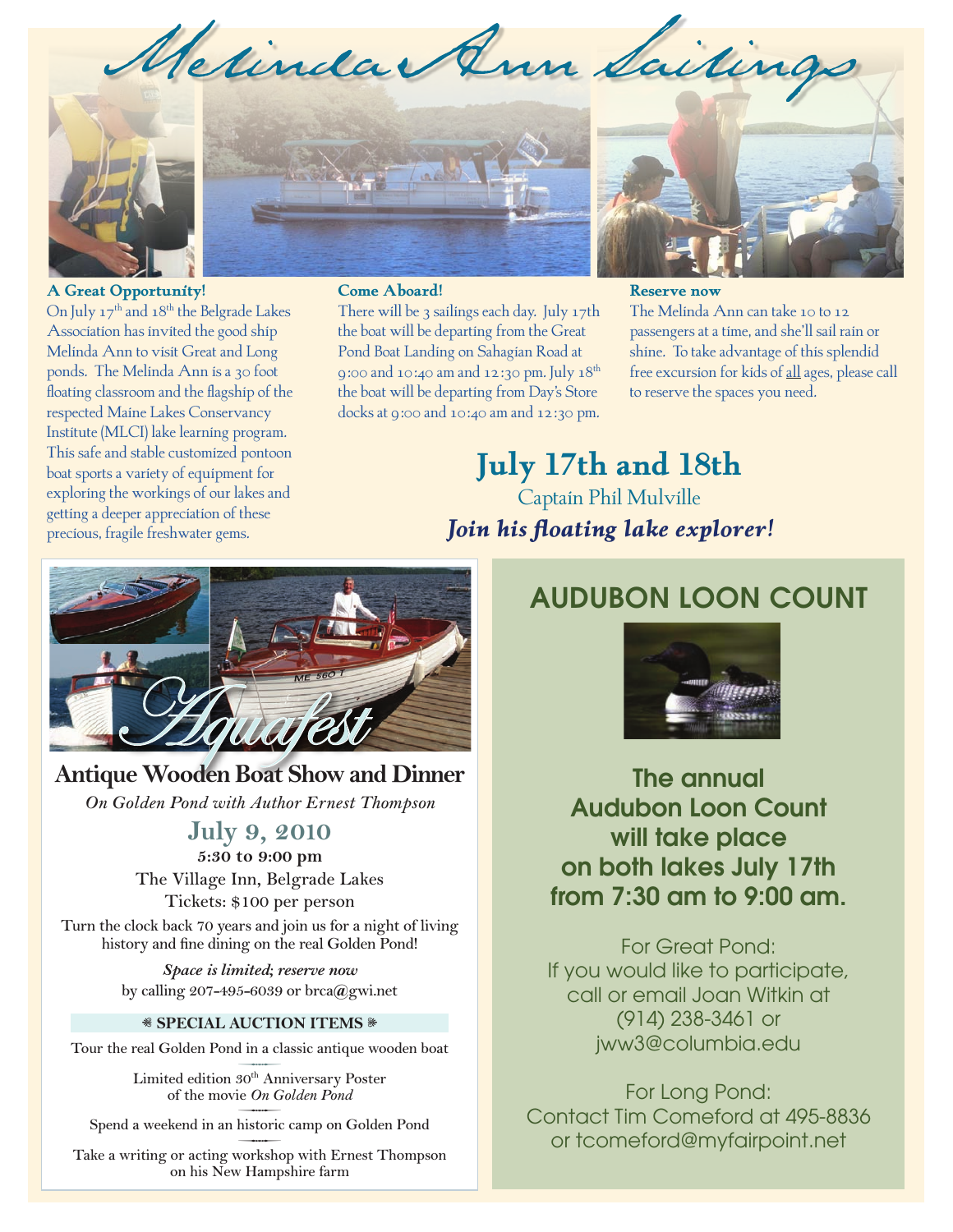# Melinda Ann Sailings

**A Great Opportunity!**

On July 17th and 18th the Belgrade Lakes Association has invited the good ship Melinda Ann to visit Great and Long ponds. The Melinda Ann is a 30 foot floating classroom and the flagship of the respected Maine Lakes Conservancy Institute (MLCI) lake learning program. This safe and stable customized pontoon boat sports a variety of equipment for exploring the workings of our lakes and getting a deeper appreciation of these precious, fragile freshwater gems.

**Come Aboard!**

There will be 3 sailings each day. July 17th the boat will be departing from the Great Pond Boat Landing on Sahagian Road at 9:00 and 10:40 am and 12:30 pm. July 18th the boat will be departing from Day's Store docks at 9:00 and 10:40 am and 12:30 pm.

**Reserve now**

The Melinda Ann can take 10 to 12 passengers at a time, and she'll sail rain or shine. To take advantage of this splendid free excursion for kids of all ages, please call to reserve the spaces you need.

## July 17th and 18th

Captain Phil Mulville

***Join his floating lake explorer!***

# Aquafest

## Antique Wooden Boat Show and Dinner

*On Golden Pond with Author Ernest Thompson*

**July 9, 2010**

**5:30 to 9:00 pm**

The Village Inn, Belgrade Lakes

Tickets: $100 per person

Turn the clock back 70 years and join us for a night of living history and fine dining on the real Golden Pond!

***Space is limited; reserve now*** by calling 207-495-6039 or brca@gwi.net

**SPECIAL AUCTION ITEMS**

Tour the real Golden Pond in a classic antique wooden boat

Limited edition 30th Anniversary Poster of the movie *On Golden Pond*

Spend a weekend in an historic camp on Golden Pond

Take a writing or acting workshop with Ernest Thompson on his New Hampshire farm

## AUDUBON LOON COUNT

**The annual Audubon Loon Count will take place on both lakes July 17th from 7:30 am to 9:00 am.**

For Great Pond:
If you would like to participate, call or email Joan Witkin at (914) 238-3461 or jww3@columbia.edu

For Long Pond:
Contact Tim Comeford at 495-8836 or tcomeford@myfairpoint.net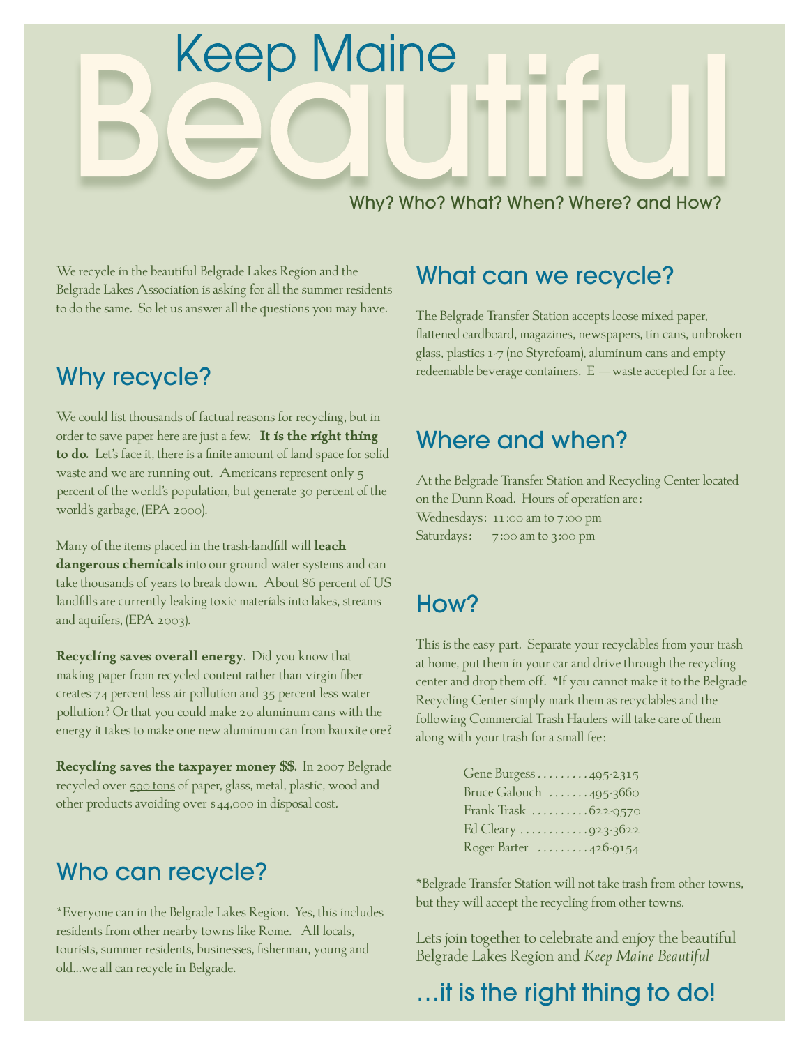# Keep Maine Beautiful

Why? Who? What? When? Where? and How?

We recycle in the beautiful Belgrade Lakes Region and the Belgrade Lakes Association is asking for all the summer residents to do the same. So let us answer all the questions you may have.

## Why recycle?

We could list thousands of factual reasons for recycling, but in order to save paper here are just a few. **It is the right thing to do**. Let's face it, there is a finite amount of land space for solid waste and we are running out. Americans represent only 5 percent of the world's population, but generate 30 percent of the world's garbage, (EPA 2000).

Many of the items placed in the trash-landfill will **leach dangerous chemicals** into our ground water systems and can take thousands of years to break down. About 86 percent of US landfills are currently leaking toxic materials into lakes, streams and aquifers, (EPA 2003).

**Recycling saves overall energy**. Did you know that making paper from recycled content rather than virgin fiber creates 74 percent less air pollution and 35 percent less water pollution? Or that you could make 20 aluminum cans with the energy it takes to make one new aluminum can from bauxite ore?

**Recycling saves the taxpayer money $$**. In 2007 Belgrade recycled over 590 tons of paper, glass, metal, plastic, wood and other products avoiding over $44,000 in disposal cost.

## Who can recycle?

*Everyone can in the Belgrade Lakes Region. Yes, this includes residents from other nearby towns like Rome. All locals, tourists, summer residents, businesses, fisherman, young and old...we all can recycle in Belgrade.

## What can we recycle?

The Belgrade Transfer Station accepts loose mixed paper, flattened cardboard, magazines, newspapers, tin cans, unbroken glass, plastics 1-7 (no Styrofoam), aluminum cans and empty redeemable beverage containers. E —waste accepted for a fee.

## Where and when?

At the Belgrade Transfer Station and Recycling Center located on the Dunn Road. Hours of operation are:
Wednesdays: 11:00 am to 7:00 pm
Saturdays: 7:00 am to 3:00 pm

## How?

This is the easy part. Separate your recyclables from your trash at home, put them in your car and drive through the recycling center and drop them off. *If you cannot make it to the Belgrade Recycling Center simply mark them as recyclables and the following Commercial Trash Haulers will take care of them along with your trash for a small fee:

- Gene Burgess .........495-2315
- Bruce Galouch .......495-3660
- Frank Trask ..........622-9570
- Ed Cleary ............923-3622
- Roger Barter .........426-9154

*Belgrade Transfer Station will not take trash from other towns, but they will accept the recycling from other towns.

Lets join together to celebrate and enjoy the beautiful Belgrade Lakes Region and *Keep Maine Beautiful*

## …it is the right thing to do!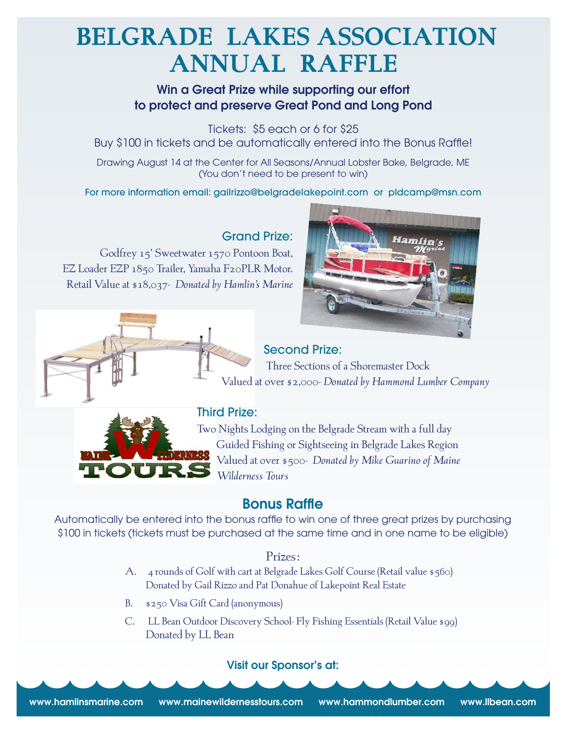# BELGRADE LAKES ASSOCIATION ANNUAL RAFFLE

**Win a Great Prize while supporting our effort to protect and preserve Great Pond and Long Pond**

Tickets: $5 each or 6 for $25

Buy $100 in tickets and be automatically entered into the Bonus Raffle!

Drawing August 14 at the Center for All Seasons/Annual Lobster Bake, Belgrade, ME (You don't need to be present to win)

For more information email: gailrizzo@belgradelakepoint.com or pldcamp@msn.com

## Grand Prize:

Godfrey 15' Sweetwater 1570 Pontoon Boat, EZ Loader EZP 1850 Trailer, Yamaha F20PLR Motor. Retail Value at $18,037- *Donated by Hamlin's Marine*

## Second Prize:

Three Sections of a Shoremaster Dock

Valued at over $2,000- *Donated by Hammond Lumber Company*

## Third Prize:

Two Nights Lodging on the Belgrade Stream with a full day Guided Fishing or Sightseeing in Belgrade Lakes Region Valued at over $500- *Donated by Mike Guarino of Maine Wilderness Tours*

## Bonus Raffle

Automatically be entered into the bonus raffle to win one of three great prizes by purchasing $100 in tickets (tickets must be purchased at the same time and in one name to be eligible)

Prizes:

A. 4 rounds of Golf with cart at Belgrade Lakes Golf Course (Retail value $560) Donated by Gail Rizzo and Pat Donahue of Lakepoint Real Estate

B. $250 Visa Gift Card (anonymous)

C. LL Bean Outdoor Discovery School- Fly Fishing Essentials (Retail Value $99) Donated by LL Bean

**Visit our Sponsor's at:**

www.hamlinsmarine.com www.mainewildernesstours.com www.hammondlumber.com www.llbean.com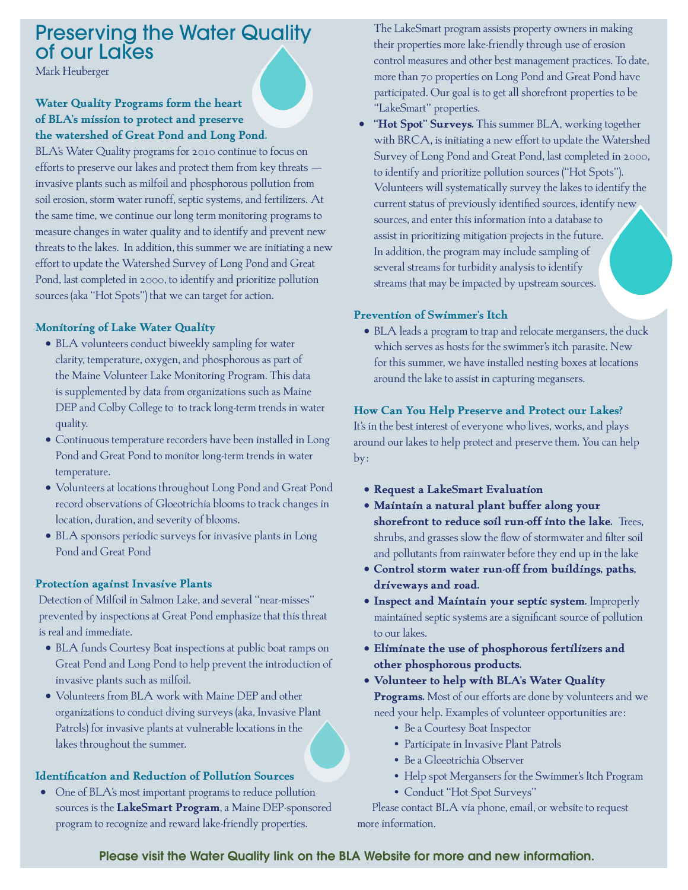# Preserving the Water Quality of our Lakes

Mark Heuberger

**Water Quality Programs form the heart of BLA's mission to protect and preserve the watershed of Great Pond and Long Pond.** BLA's Water Quality programs for 2010 continue to focus on efforts to preserve our lakes and protect them from key threats — invasive plants such as milfoil and phosphorous pollution from soil erosion, storm water runoff, septic systems, and fertilizers. At the same time, we continue our long term monitoring programs to measure changes in water quality and to identify and prevent new threats to the lakes. In addition, this summer we are initiating a new effort to update the Watershed Survey of Long Pond and Great Pond, last completed in 2000, to identify and prioritize pollution sources (aka "Hot Spots") that we can target for action.

### Monitoring of Lake Water Quality

- BLA volunteers conduct biweekly sampling for water clarity, temperature, oxygen, and phosphorous as part of the Maine Volunteer Lake Monitoring Program. This data is supplemented by data from organizations such as Maine DEP and Colby College to to track long-term trends in water quality.
- Continuous temperature recorders have been installed in Long Pond and Great Pond to monitor long-term trends in water temperature.
- Volunteers at locations throughout Long Pond and Great Pond record observations of Gloeotrichia blooms to track changes in location, duration, and severity of blooms.
- BLA sponsors periodic surveys for invasive plants in Long Pond and Great Pond

### Protection against Invasive Plants

Detection of Milfoil in Salmon Lake, and several "near-misses" prevented by inspections at Great Pond emphasize that this threat is real and immediate.

- BLA funds Courtesy Boat inspections at public boat ramps on Great Pond and Long Pond to help prevent the introduction of invasive plants such as milfoil.
- Volunteers from BLA work with Maine DEP and other organizations to conduct diving surveys (aka, Invasive Plant Patrols) for invasive plants at vulnerable locations in the lakes throughout the summer.

### Identification and Reduction of Pollution Sources

- One of BLA's most important programs to reduce pollution sources is the **LakeSmart Program**, a Maine DEP-sponsored program to recognize and reward lake-friendly properties. The LakeSmart program assists property owners in making their properties more lake-friendly through use of erosion control measures and other best management practices. To date, more than 70 properties on Long Pond and Great Pond have participated. Our goal is to get all shorefront properties to be "LakeSmart" properties.
- **"Hot Spot" Surveys.** This summer BLA, working together with BRCA, is initiating a new effort to update the Watershed Survey of Long Pond and Great Pond, last completed in 2000, to identify and prioritize pollution sources ("Hot Spots"). Volunteers will systematically survey the lakes to identify the current status of previously identified sources, identify new sources, and enter this information into a database to assist in prioritizing mitigation projects in the future. In addition, the program may include sampling of several streams for turbidity analysis to identify streams that may be impacted by upstream sources.

### Prevention of Swimmer's Itch

- BLA leads a program to trap and relocate mergansers, the duck which serves as hosts for the swimmer's itch parasite. New for this summer, we have installed nesting boxes at locations around the lake to assist in capturing mergansers.

### How Can You Help Preserve and Protect our Lakes?

It's in the best interest of everyone who lives, works, and plays around our lakes to help protect and preserve them. You can help by:

- **Request a LakeSmart Evaluation**
- **Maintain a natural plant buffer along your shorefront to reduce soil run-off into the lake.** Trees, shrubs, and grasses slow the flow of stormwater and filter soil and pollutants from rainwater before they end up in the lake
- **Control storm water run-off from buildings, paths, driveways and road.**
- **Inspect and Maintain your septic system.** Improperly maintained septic systems are a significant source of pollution to our lakes.
- **Eliminate the use of phosphorous fertilizers and other phosphorous products.**
- **Volunteer to help with BLA's Water Quality Programs.** Most of our efforts are done by volunteers and we need your help. Examples of volunteer opportunities are:
  - Be a Courtesy Boat Inspector
  - Participate in Invasive Plant Patrols
  - Be a Gloeotrichia Observer
  - Help spot Mergansers for the Swimmer's Itch Program
  - Conduct "Hot Spot Surveys"

Please contact BLA via phone, email, or website to request more information.

**Please visit the Water Quality link on the BLA Website for more and new information.**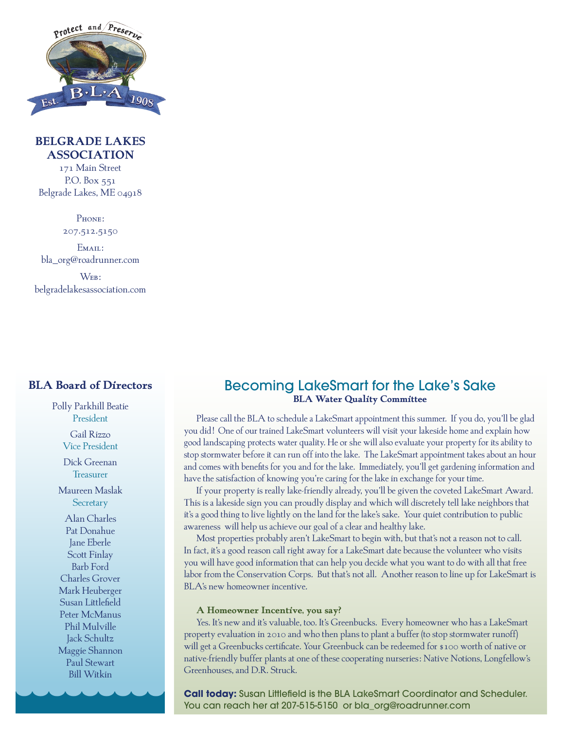Protect and Preserve

Est. B·L·A 1908

**BELGRADE LAKES ASSOCIATION**

171 Main Street
P.O. Box 551
Belgrade Lakes, ME 04918

Phone:
207.512.5150

Email:
bla_org@roadrunner.com

Web:
belgradelakesassociation.com

## BLA Board of Directors

Polly Parkhill Beatie
President

Gail Rizzo
Vice President

Dick Greenan
Treasurer

Maureen Maslak
Secretary

Alan Charles
Pat Donahue
Jane Eberle
Scott Finlay
Barb Ford
Charles Grover
Mark Heuberger
Susan Littlefield
Peter McManus
Phil Mulville
Jack Schultz
Maggie Shannon
Paul Stewart
Bill Witkin

# Becoming LakeSmart for the Lake's Sake

**BLA Water Quality Committee**

Please call the BLA to schedule a LakeSmart appointment this summer. If you do, you'll be glad you did! One of our trained LakeSmart volunteers will visit your lakeside home and explain how good landscaping protects water quality. He or she will also evaluate your property for its ability to stop stormwater before it can run off into the lake. The LakeSmart appointment takes about an hour and comes with benefits for you and for the lake. Immediately, you'll get gardening information and have the satisfaction of knowing you're caring for the lake in exchange for your time.

If your property is really lake-friendly already, you'll be given the coveted LakeSmart Award. This is a lakeside sign you can proudly display and which will discretely tell lake neighbors that it's a good thing to live lightly on the land for the lake's sake. Your quiet contribution to public awareness will help us achieve our goal of a clear and healthy lake.

Most properties probably aren't LakeSmart to begin with, but that's not a reason not to call. In fact, it's a good reason call right away for a LakeSmart date because the volunteer who visits you will have good information that can help you decide what you want to do with all that free labor from the Conservation Corps. But that's not all. Another reason to line up for LakeSmart is BLA's new homeowner incentive.

### A Homeowner Incentive, you say?

Yes. It's new and it's valuable, too. It's Greenbucks. Every homeowner who has a LakeSmart property evaluation in 2010 and who then plans to plant a buffer (to stop stormwater runoff) will get a Greenbucks certificate. Your Greenbuck can be redeemed for $100 worth of native or native-friendly buffer plants at one of these cooperating nurseries: Native Notions, Longfellow's Greenhouses, and D.R. Struck.

**Call today:** Susan Littlefield is the BLA LakeSmart Coordinator and Scheduler. You can reach her at 207-515-5150 or bla_org@roadrunner.com